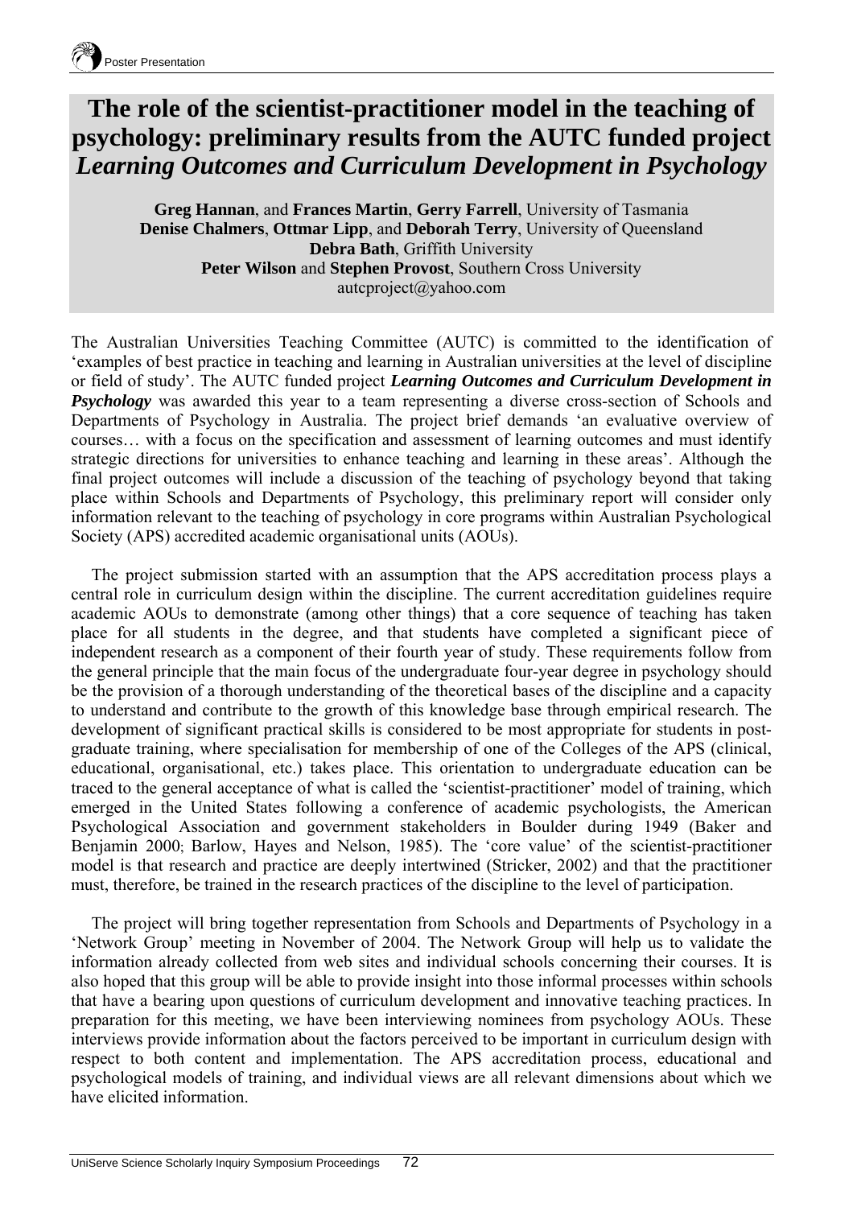# The role of the scientist-practitioner model in the teaching of psychology: preliminary results from the AUTC funded project *Learning Outcomes and Curriculum Development in Psychology*

**Greg Hannan**, and **Frances Martin**, **Gerry Farrell**, University of Tasmania
**Denise Chalmers**, **Ottmar Lipp**, and **Deborah Terry**, University of Queensland
**Debra Bath**, Griffith University
**Peter Wilson** and **Stephen Provost**, Southern Cross University
autcproject@yahoo.com

The Australian Universities Teaching Committee (AUTC) is committed to the identification of 'examples of best practice in teaching and learning in Australian universities at the level of discipline or field of study'. The AUTC funded project ***Learning Outcomes and Curriculum Development in Psychology*** was awarded this year to a team representing a diverse cross-section of Schools and Departments of Psychology in Australia. The project brief demands 'an evaluative overview of courses… with a focus on the specification and assessment of learning outcomes and must identify strategic directions for universities to enhance teaching and learning in these areas'. Although the final project outcomes will include a discussion of the teaching of psychology beyond that taking place within Schools and Departments of Psychology, this preliminary report will consider only information relevant to the teaching of psychology in core programs within Australian Psychological Society (APS) accredited academic organisational units (AOUs).

The project submission started with an assumption that the APS accreditation process plays a central role in curriculum design within the discipline. The current accreditation guidelines require academic AOUs to demonstrate (among other things) that a core sequence of teaching has taken place for all students in the degree, and that students have completed a significant piece of independent research as a component of their fourth year of study. These requirements follow from the general principle that the main focus of the undergraduate four-year degree in psychology should be the provision of a thorough understanding of the theoretical bases of the discipline and a capacity to understand and contribute to the growth of this knowledge base through empirical research. The development of significant practical skills is considered to be most appropriate for students in post-graduate training, where specialisation for membership of one of the Colleges of the APS (clinical, educational, organisational, etc.) takes place. This orientation to undergraduate education can be traced to the general acceptance of what is called the 'scientist-practitioner' model of training, which emerged in the United States following a conference of academic psychologists, the American Psychological Association and government stakeholders in Boulder during 1949 (Baker and Benjamin 2000; Barlow, Hayes and Nelson, 1985). The 'core value' of the scientist-practitioner model is that research and practice are deeply intertwined (Stricker, 2002) and that the practitioner must, therefore, be trained in the research practices of the discipline to the level of participation.

The project will bring together representation from Schools and Departments of Psychology in a 'Network Group' meeting in November of 2004. The Network Group will help us to validate the information already collected from web sites and individual schools concerning their courses. It is also hoped that this group will be able to provide insight into those informal processes within schools that have a bearing upon questions of curriculum development and innovative teaching practices. In preparation for this meeting, we have been interviewing nominees from psychology AOUs. These interviews provide information about the factors perceived to be important in curriculum design with respect to both content and implementation. The APS accreditation process, educational and psychological models of training, and individual views are all relevant dimensions about which we have elicited information.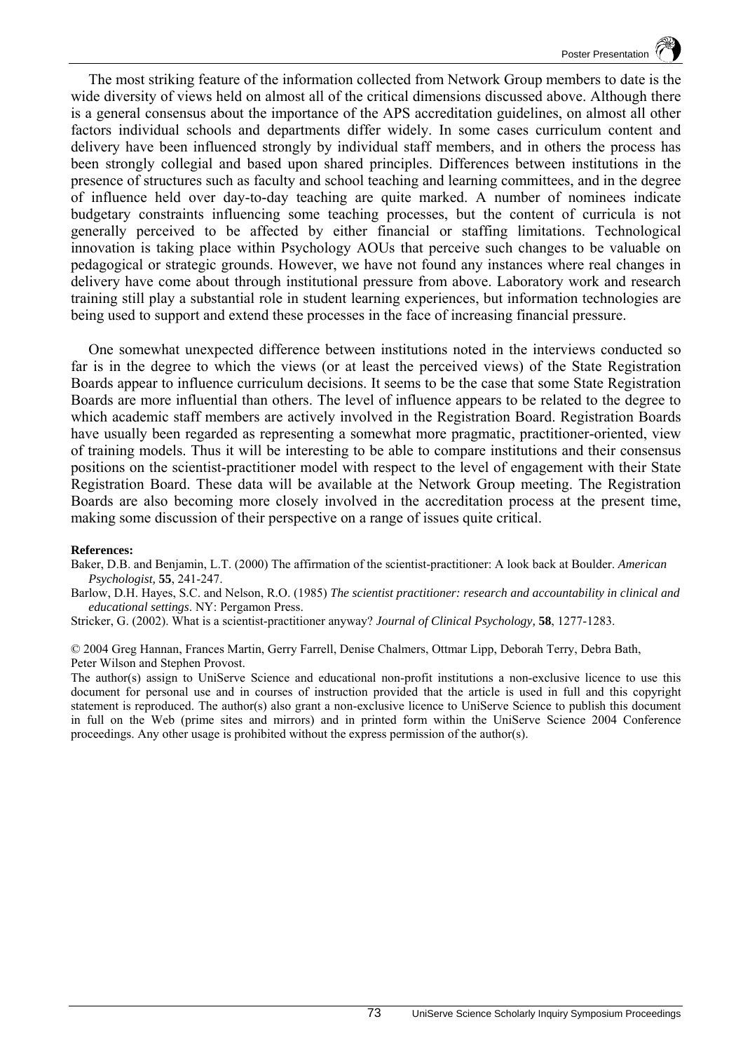The most striking feature of the information collected from Network Group members to date is the wide diversity of views held on almost all of the critical dimensions discussed above. Although there is a general consensus about the importance of the APS accreditation guidelines, on almost all other factors individual schools and departments differ widely. In some cases curriculum content and delivery have been influenced strongly by individual staff members, and in others the process has been strongly collegial and based upon shared principles. Differences between institutions in the presence of structures such as faculty and school teaching and learning committees, and in the degree of influence held over day-to-day teaching are quite marked. A number of nominees indicate budgetary constraints influencing some teaching processes, but the content of curricula is not generally perceived to be affected by either financial or staffing limitations. Technological innovation is taking place within Psychology AOUs that perceive such changes to be valuable on pedagogical or strategic grounds. However, we have not found any instances where real changes in delivery have come about through institutional pressure from above. Laboratory work and research training still play a substantial role in student learning experiences, but information technologies are being used to support and extend these processes in the face of increasing financial pressure.

One somewhat unexpected difference between institutions noted in the interviews conducted so far is in the degree to which the views (or at least the perceived views) of the State Registration Boards appear to influence curriculum decisions. It seems to be the case that some State Registration Boards are more influential than others. The level of influence appears to be related to the degree to which academic staff members are actively involved in the Registration Board. Registration Boards have usually been regarded as representing a somewhat more pragmatic, practitioner-oriented, view of training models. Thus it will be interesting to be able to compare institutions and their consensus positions on the scientist-practitioner model with respect to the level of engagement with their State Registration Board. These data will be available at the Network Group meeting. The Registration Boards are also becoming more closely involved in the accreditation process at the present time, making some discussion of their perspective on a range of issues quite critical.

**References:**

Baker, D.B. and Benjamin, L.T. (2000) The affirmation of the scientist-practitioner: A look back at Boulder. *American Psychologist,* **55**, 241-247.

Barlow, D.H. Hayes, S.C. and Nelson, R.O. (1985) *The scientist practitioner: research and accountability in clinical and educational settings*. NY: Pergamon Press.

Stricker, G. (2002). What is a scientist-practitioner anyway? *Journal of Clinical Psychology,* **58**, 1277-1283.

© 2004 Greg Hannan, Frances Martin, Gerry Farrell, Denise Chalmers, Ottmar Lipp, Deborah Terry, Debra Bath, Peter Wilson and Stephen Provost.

The author(s) assign to UniServe Science and educational non-profit institutions a non-exclusive licence to use this document for personal use and in courses of instruction provided that the article is used in full and this copyright statement is reproduced. The author(s) also grant a non-exclusive licence to UniServe Science to publish this document in full on the Web (prime sites and mirrors) and in printed form within the UniServe Science 2004 Conference proceedings. Any other usage is prohibited without the express permission of the author(s).